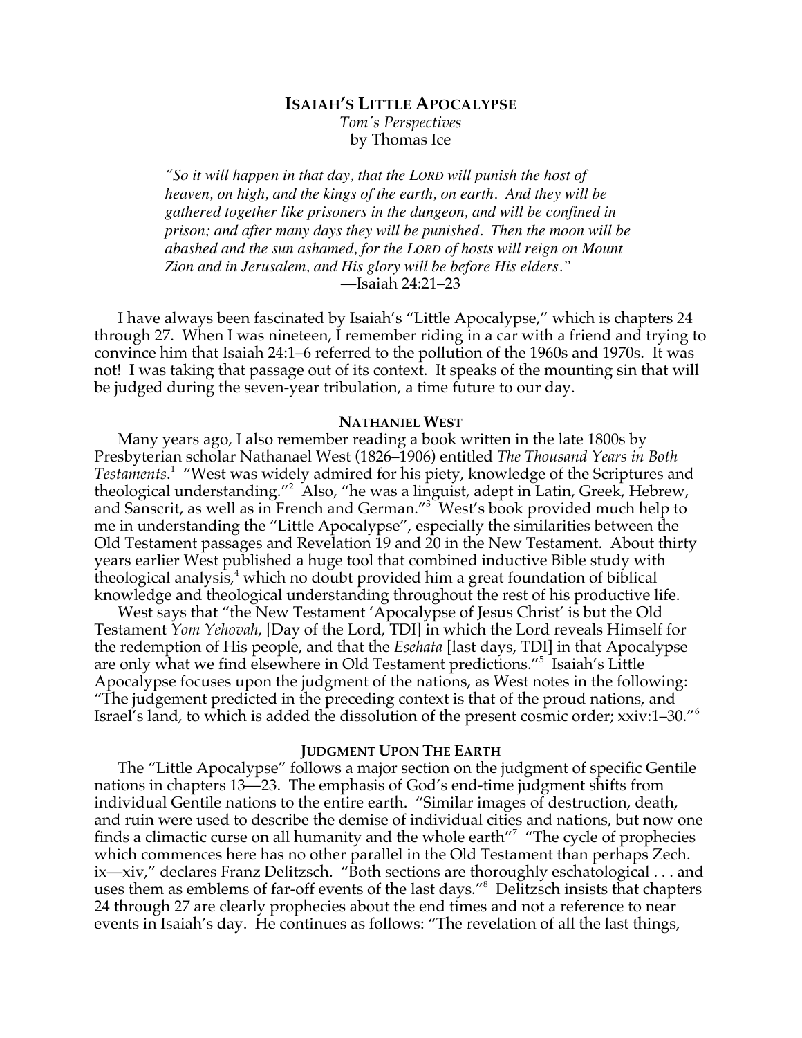# ISAIAH'S LITTLE APOCALYPSE

*Tom's Perspectives*
by Thomas Ice

> *"So it will happen in that day, that the LORD will punish the host of heaven, on high, and the kings of the earth, on earth. And they will be gathered together like prisoners in the dungeon, and will be confined in prison; and after many days they will be punished. Then the moon will be abashed and the sun ashamed, for the LORD of hosts will reign on Mount Zion and in Jerusalem, and His glory will be before His elders."*
> —Isaiah 24:21–23

I have always been fascinated by Isaiah's "Little Apocalypse," which is chapters 24 through 27. When I was nineteen, I remember riding in a car with a friend and trying to convince him that Isaiah 24:1–6 referred to the pollution of the 1960s and 1970s. It was not! I was taking that passage out of its context. It speaks of the mounting sin that will be judged during the seven-year tribulation, a time future to our day.

## NATHANIEL WEST

Many years ago, I also remember reading a book written in the late 1800s by Presbyterian scholar Nathanael West (1826–1906) entitled *The Thousand Years in Both Testaments*.[1] "West was widely admired for his piety, knowledge of the Scriptures and theological understanding."[2] Also, "he was a linguist, adept in Latin, Greek, Hebrew, and Sanscrit, as well as in French and German."[3] West's book provided much help to me in understanding the "Little Apocalypse", especially the similarities between the Old Testament passages and Revelation 19 and 20 in the New Testament. About thirty years earlier West published a huge tool that combined inductive Bible study with theological analysis,[4] which no doubt provided him a great foundation of biblical knowledge and theological understanding throughout the rest of his productive life.

West says that "the New Testament 'Apocalypse of Jesus Christ' is but the Old Testament *Yom Yehovah*, [Day of the Lord, TDI] in which the Lord reveals Himself for the redemption of His people, and that the *Esehata* [last days, TDI] in that Apocalypse are only what we find elsewhere in Old Testament predictions."[5] Isaiah's Little Apocalypse focuses upon the judgment of the nations, as West notes in the following: "The judgement predicted in the preceding context is that of the proud nations, and Israel's land, to which is added the dissolution of the present cosmic order; xxiv:1–30."[6]

## JUDGMENT UPON THE EARTH

The "Little Apocalypse" follows a major section on the judgment of specific Gentile nations in chapters 13—23. The emphasis of God's end-time judgment shifts from individual Gentile nations to the entire earth. "Similar images of destruction, death, and ruin were used to describe the demise of individual cities and nations, but now one finds a climactic curse on all humanity and the whole earth"[7] "The cycle of prophecies which commences here has no other parallel in the Old Testament than perhaps Zech. ix—xiv," declares Franz Delitzsch. "Both sections are thoroughly eschatological . . . and uses them as emblems of far-off events of the last days."[8] Delitzsch insists that chapters 24 through 27 are clearly prophecies about the end times and not a reference to near events in Isaiah's day. He continues as follows: "The revelation of all the last things,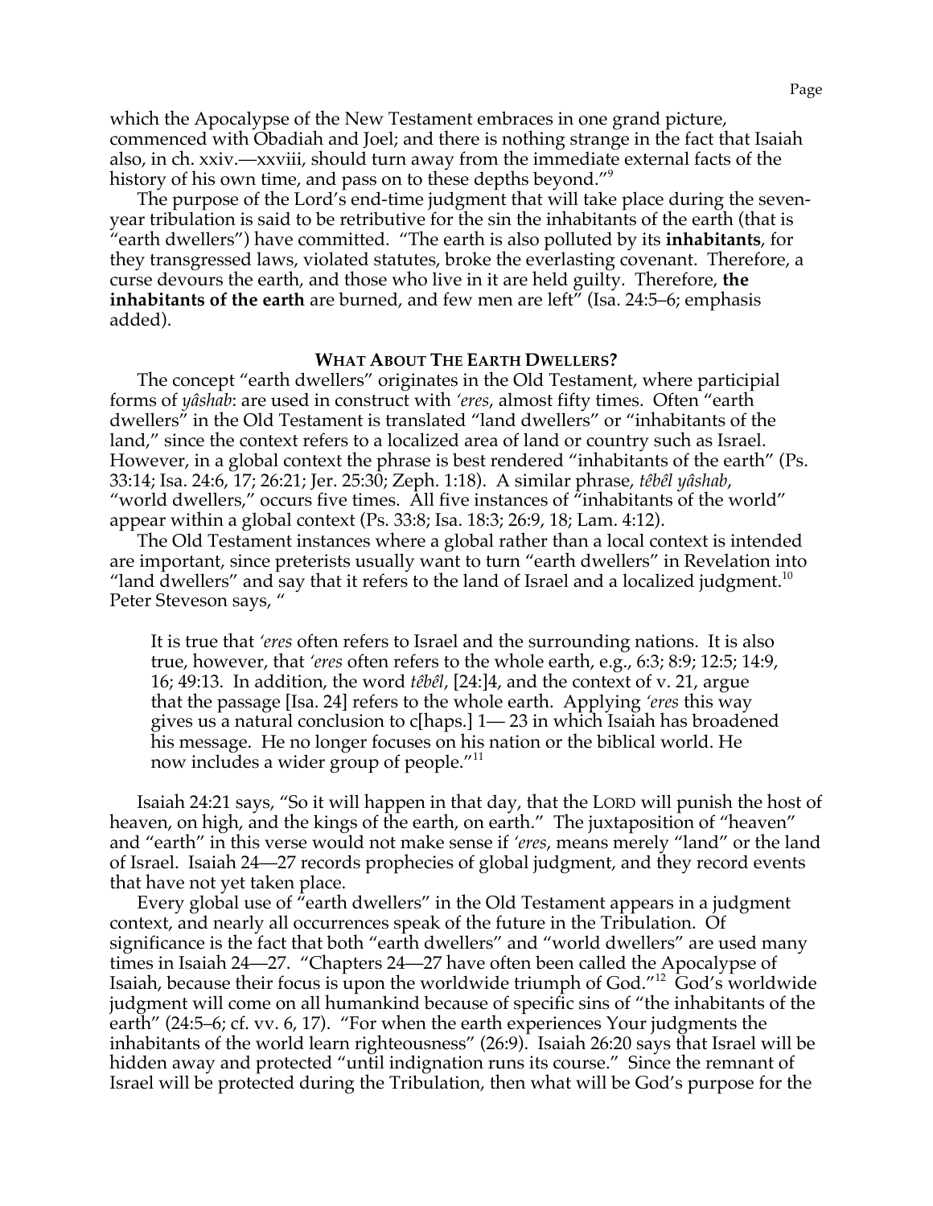which the Apocalypse of the New Testament embraces in one grand picture, commenced with Obadiah and Joel; and there is nothing strange in the fact that Isaiah also, in ch. xxiv.—xxviii, should turn away from the immediate external facts of the history of his own time, and pass on to these depths beyond."[9]

The purpose of the Lord's end-time judgment that will take place during the seven-year tribulation is said to be retributive for the sin the inhabitants of the earth (that is "earth dwellers") have committed. "The earth is also polluted by its **inhabitants**, for they transgressed laws, violated statutes, broke the everlasting covenant. Therefore, a curse devours the earth, and those who live in it are held guilty. Therefore, **the inhabitants of the earth** are burned, and few men are left" (Isa. 24:5–6; emphasis added).

## WHAT ABOUT THE EARTH DWELLERS?

The concept "earth dwellers" originates in the Old Testament, where participial forms of *yâshab*: are used in construct with *'eres*, almost fifty times. Often "earth dwellers" in the Old Testament is translated "land dwellers" or "inhabitants of the land," since the context refers to a localized area of land or country such as Israel. However, in a global context the phrase is best rendered "inhabitants of the earth" (Ps. 33:14; Isa. 24:6, 17; 26:21; Jer. 25:30; Zeph. 1:18). A similar phrase, *têbêl yâshab*, "world dwellers," occurs five times. All five instances of "inhabitants of the world" appear within a global context (Ps. 33:8; Isa. 18:3; 26:9, 18; Lam. 4:12).

The Old Testament instances where a global rather than a local context is intended are important, since preterists usually want to turn "earth dwellers" in Revelation into "land dwellers" and say that it refers to the land of Israel and a localized judgment.[10] Peter Steveson says, "

> It is true that *'eres* often refers to Israel and the surrounding nations. It is also true, however, that *'eres* often refers to the whole earth, e.g., 6:3; 8:9; 12:5; 14:9, 16; 49:13. In addition, the word *têbêl*, [24:]4, and the context of v. 21, argue that the passage [Isa. 24] refers to the whole earth. Applying *'eres* this way gives us a natural conclusion to c[haps.] 1— 23 in which Isaiah has broadened his message. He no longer focuses on his nation or the biblical world. He now includes a wider group of people."[11]

Isaiah 24:21 says, "So it will happen in that day, that the LORD will punish the host of heaven, on high, and the kings of the earth, on earth." The juxtaposition of "heaven" and "earth" in this verse would not make sense if *'eres*, means merely "land" or the land of Israel. Isaiah 24—27 records prophecies of global judgment, and they record events that have not yet taken place.

Every global use of "earth dwellers" in the Old Testament appears in a judgment context, and nearly all occurrences speak of the future in the Tribulation. Of significance is the fact that both "earth dwellers" and "world dwellers" are used many times in Isaiah 24—27. "Chapters 24—27 have often been called the Apocalypse of Isaiah, because their focus is upon the worldwide triumph of God."[12] God's worldwide judgment will come on all humankind because of specific sins of "the inhabitants of the earth" (24:5–6; cf. vv. 6, 17). "For when the earth experiences Your judgments the inhabitants of the world learn righteousness" (26:9). Isaiah 26:20 says that Israel will be hidden away and protected "until indignation runs its course." Since the remnant of Israel will be protected during the Tribulation, then what will be God's purpose for the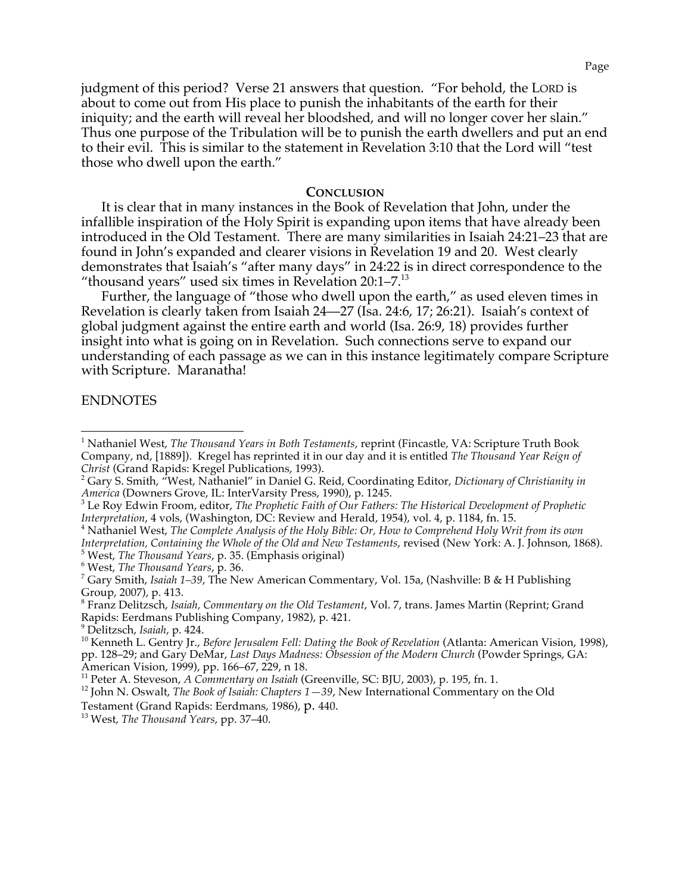judgment of this period? Verse 21 answers that question. "For behold, the LORD is about to come out from His place to punish the inhabitants of the earth for their iniquity; and the earth will reveal her bloodshed, and will no longer cover her slain." Thus one purpose of the Tribulation will be to punish the earth dwellers and put an end to their evil. This is similar to the statement in Revelation 3:10 that the Lord will "test those who dwell upon the earth."

## CONCLUSION

It is clear that in many instances in the Book of Revelation that John, under the infallible inspiration of the Holy Spirit is expanding upon items that have already been introduced in the Old Testament. There are many similarities in Isaiah 24:21–23 that are found in John's expanded and clearer visions in Revelation 19 and 20. West clearly demonstrates that Isaiah's "after many days" in 24:22 is in direct correspondence to the "thousand years" used six times in Revelation 20:1–7.[13]

Further, the language of "those who dwell upon the earth," as used eleven times in Revelation is clearly taken from Isaiah 24—27 (Isa. 24:6, 17; 26:21). Isaiah's context of global judgment against the entire earth and world (Isa. 26:9, 18) provides further insight into what is going on in Revelation. Such connections serve to expand our understanding of each passage as we can in this instance legitimately compare Scripture with Scripture. Maranatha!

ENDNOTES

[1] Nathaniel West, *The Thousand Years in Both Testaments*, reprint (Fincastle, VA: Scripture Truth Book Company, nd, [1889]). Kregel has reprinted it in our day and it is entitled *The Thousand Year Reign of Christ* (Grand Rapids: Kregel Publications, 1993).

[2] Gary S. Smith, "West, Nathaniel" in Daniel G. Reid, Coordinating Editor, *Dictionary of Christianity in America* (Downers Grove, IL: InterVarsity Press, 1990), p. 1245.

[3] Le Roy Edwin Froom, editor, *The Prophetic Faith of Our Fathers: The Historical Development of Prophetic Interpretation*, 4 vols, (Washington, DC: Review and Herald, 1954), vol. 4, p. 1184, fn. 15.

[4] Nathaniel West, *The Complete Analysis of the Holy Bible: Or, How to Comprehend Holy Writ from its own Interpretation, Containing the Whole of the Old and New Testaments*, revised (New York: A. J. Johnson, 1868).

[5] West, *The Thousand Years*, p. 35. (Emphasis original)

[6] West, *The Thousand Years*, p. 36.

[7] Gary Smith, *Isaiah 1–39*, The New American Commentary, Vol. 15a, (Nashville: B & H Publishing Group, 2007), p. 413.

[8] Franz Delitzsch, *Isaiah, Commentary on the Old Testament*, Vol. 7, trans. James Martin (Reprint; Grand Rapids: Eerdmans Publishing Company, 1982), p. 421.

[9] Delitzsch, *Isaiah*, p. 424.

[10] Kenneth L. Gentry Jr., *Before Jerusalem Fell: Dating the Book of Revelation* (Atlanta: American Vision, 1998), pp. 128–29; and Gary DeMar, *Last Days Madness: Obsession of the Modern Church* (Powder Springs, GA: American Vision, 1999), pp. 166–67, 229, n 18.

[11] Peter A. Steveson, *A Commentary on Isaiah* (Greenville, SC: BJU, 2003), p. 195, fn. 1.

[12] John N. Oswalt, *The Book of Isaiah: Chapters 1—39*, New International Commentary on the Old Testament (Grand Rapids: Eerdmans, 1986), p. 440.

[13] West, *The Thousand Years*, pp. 37–40.